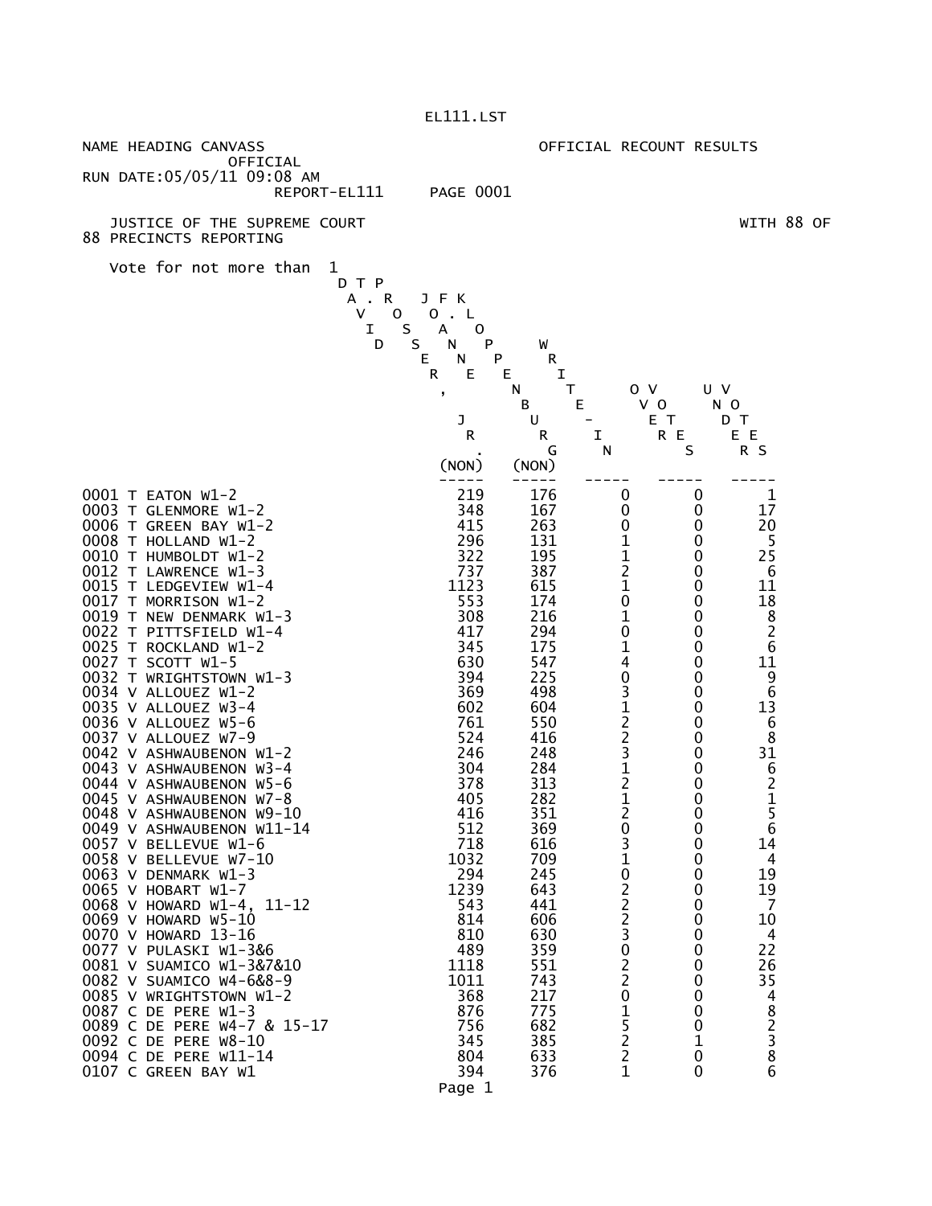EL111.LST

NAME HEADING CANVASS OFFICIAL RECOUNT RESULTS
OFFICIAL
RUN DATE:05/05/11 09:08 AM
REPORT-EL111 PAGE 0001

JUSTICE OF THE SUPREME COURT WITH 88 OF 88 PRECINCTS REPORTING

Vote for not more than 1

| Precinct | DAVID T. PROSSER, JR. (NON) | JOANNE F. KLOPPENBURG (NON) | WRITE-IN | OVER VOTES | UNDER VOTES |
|---|---|---|---|---|---|
| 0001 T EATON W1-2 | 219 | 176 | 0 | 0 | 1 |
| 0003 T GLENMORE W1-2 | 348 | 167 | 0 | 0 | 17 |
| 0006 T GREEN BAY W1-2 | 415 | 263 | 0 | 0 | 20 |
| 0008 T HOLLAND W1-2 | 296 | 131 | 1 | 0 | 5 |
| 0010 T HUMBOLDT W1-2 | 322 | 195 | 1 | 0 | 25 |
| 0012 T LAWRENCE W1-3 | 737 | 387 | 2 | 0 | 6 |
| 0015 T LEDGEVIEW W1-4 | 1123 | 615 | 1 | 0 | 11 |
| 0017 T MORRISON W1-2 | 553 | 174 | 0 | 0 | 18 |
| 0019 T NEW DENMARK W1-3 | 308 | 216 | 1 | 0 | 8 |
| 0022 T PITTSFIELD W1-4 | 417 | 294 | 0 | 0 | 2 |
| 0025 T ROCKLAND W1-2 | 345 | 175 | 1 | 0 | 6 |
| 0027 T SCOTT W1-5 | 630 | 547 | 4 | 0 | 11 |
| 0032 T WRIGHTSTOWN W1-3 | 394 | 225 | 0 | 0 | 9 |
| 0034 V ALLOUEZ W1-2 | 369 | 498 | 3 | 0 | 6 |
| 0035 V ALLOUEZ W3-4 | 602 | 604 | 1 | 0 | 13 |
| 0036 V ALLOUEZ W5-6 | 761 | 550 | 2 | 0 | 6 |
| 0037 V ALLOUEZ W7-9 | 524 | 416 | 2 | 0 | 8 |
| 0042 V ASHWAUBENON W1-2 | 246 | 248 | 3 | 0 | 31 |
| 0043 V ASHWAUBENON W3-4 | 304 | 284 | 1 | 0 | 6 |
| 0044 V ASHWAUBENON W5-6 | 378 | 313 | 2 | 0 | 2 |
| 0045 V ASHWAUBENON W7-8 | 405 | 282 | 1 | 0 | 1 |
| 0048 V ASHWAUBENON W9-10 | 416 | 351 | 2 | 0 | 5 |
| 0049 V ASHWAUBENON W11-14 | 512 | 369 | 0 | 0 | 6 |
| 0057 V BELLEVUE W1-6 | 718 | 616 | 3 | 0 | 14 |
| 0058 V BELLEVUE W7-10 | 1032 | 709 | 1 | 0 | 4 |
| 0063 V DENMARK W1-3 | 294 | 245 | 0 | 0 | 19 |
| 0065 V HOBART W1-7 | 1239 | 643 | 2 | 0 | 19 |
| 0068 V HOWARD W1-4, 11-12 | 543 | 441 | 2 | 0 | 7 |
| 0069 V HOWARD W5-10 | 814 | 606 | 2 | 0 | 10 |
| 0070 V HOWARD 13-16 | 810 | 630 | 3 | 0 | 4 |
| 0077 V PULASKI W1-3&6 | 489 | 359 | 0 | 0 | 22 |
| 0081 V SUAMICO W1-3&7&10 | 1118 | 551 | 2 | 0 | 26 |
| 0082 V SUAMICO W4-6&8-9 | 1011 | 743 | 2 | 0 | 35 |
| 0085 V WRIGHTSTOWN W1-2 | 368 | 217 | 0 | 0 | 4 |
| 0087 C DE PERE W1-3 | 876 | 775 | 1 | 0 | 8 |
| 0089 C DE PERE W4-7 & 15-17 | 756 | 682 | 5 | 0 | 2 |
| 0092 C DE PERE W8-10 | 345 | 385 | 2 | 1 | 3 |
| 0094 C DE PERE W11-14 | 804 | 633 | 2 | 0 | 8 |
| 0107 C GREEN BAY W1 | 394 | 376 | 1 | 0 | 6 |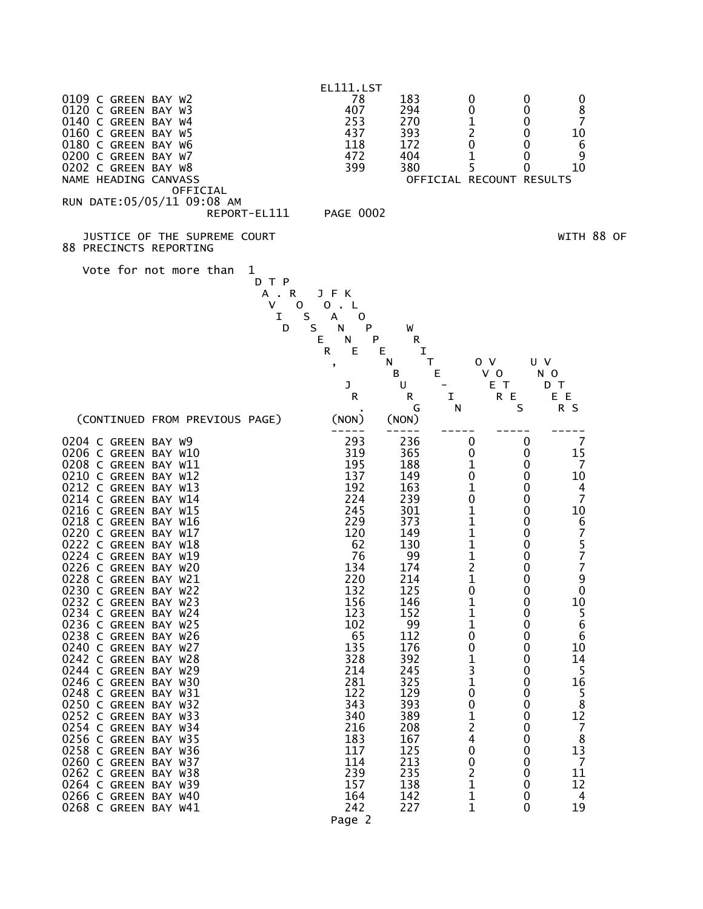EL111.LST

| | | | | | |
|---|---|---|---|---|---|
| 0109 C GREEN BAY W2 | 78 | 183 | 0 | 0 | 0 |
| 0120 C GREEN BAY W3 | 407 | 294 | 0 | 0 | 8 |
| 0140 C GREEN BAY W4 | 253 | 270 | 1 | 0 | 7 |
| 0160 C GREEN BAY W5 | 437 | 393 | 2 | 0 | 10 |
| 0180 C GREEN BAY W6 | 118 | 172 | 0 | 0 | 6 |
| 0200 C GREEN BAY W7 | 472 | 404 | 1 | 0 | 9 |
| 0202 C GREEN BAY W8 | 399 | 380 | 5 | 0 | 10 |

NAME HEADING CANVASS OFFICIAL RECOUNT RESULTS
OFFICIAL
RUN DATE:05/05/11 09:08 AM
REPORT-EL111 PAGE 0002

JUSTICE OF THE SUPREME COURT WITH 88 OF 88 PRECINCTS REPORTING

Vote for not more than 1

(CONTINUED FROM PREVIOUS PAGE)

| | DAVID T. PROSSER, JR. (NON) | JOANNE F. KLOPPENBURG (NON) | WRITE-IN | OVER VOTES | UNDER VOTES |
|---|---|---|---|---|---|
| 0204 C GREEN BAY W9 | 293 | 236 | 0 | 0 | 7 |
| 0206 C GREEN BAY W10 | 319 | 365 | 0 | 0 | 15 |
| 0208 C GREEN BAY W11 | 195 | 188 | 1 | 0 | 7 |
| 0210 C GREEN BAY W12 | 137 | 149 | 0 | 0 | 10 |
| 0212 C GREEN BAY W13 | 192 | 163 | 1 | 0 | 4 |
| 0214 C GREEN BAY W14 | 224 | 239 | 0 | 0 | 7 |
| 0216 C GREEN BAY W15 | 245 | 301 | 1 | 0 | 10 |
| 0218 C GREEN BAY W16 | 229 | 373 | 1 | 0 | 6 |
| 0220 C GREEN BAY W17 | 120 | 149 | 1 | 0 | 7 |
| 0222 C GREEN BAY W18 | 62 | 130 | 1 | 0 | 5 |
| 0224 C GREEN BAY W19 | 76 | 99 | 1 | 0 | 7 |
| 0226 C GREEN BAY W20 | 134 | 174 | 2 | 0 | 7 |
| 0228 C GREEN BAY W21 | 220 | 214 | 1 | 0 | 9 |
| 0230 C GREEN BAY W22 | 132 | 125 | 0 | 0 | 0 |
| 0232 C GREEN BAY W23 | 156 | 146 | 1 | 0 | 10 |
| 0234 C GREEN BAY W24 | 123 | 152 | 1 | 0 | 5 |
| 0236 C GREEN BAY W25 | 102 | 99 | 1 | 0 | 6 |
| 0238 C GREEN BAY W26 | 65 | 112 | 0 | 0 | 6 |
| 0240 C GREEN BAY W27 | 135 | 176 | 0 | 0 | 10 |
| 0242 C GREEN BAY W28 | 328 | 392 | 1 | 0 | 14 |
| 0244 C GREEN BAY W29 | 214 | 245 | 3 | 0 | 5 |
| 0246 C GREEN BAY W30 | 281 | 325 | 1 | 0 | 16 |
| 0248 C GREEN BAY W31 | 122 | 129 | 0 | 0 | 5 |
| 0250 C GREEN BAY W32 | 343 | 393 | 0 | 0 | 8 |
| 0252 C GREEN BAY W33 | 340 | 389 | 1 | 0 | 12 |
| 0254 C GREEN BAY W34 | 216 | 208 | 2 | 0 | 7 |
| 0256 C GREEN BAY W35 | 183 | 167 | 4 | 0 | 8 |
| 0258 C GREEN BAY W36 | 117 | 125 | 0 | 0 | 13 |
| 0260 C GREEN BAY W37 | 114 | 213 | 0 | 0 | 7 |
| 0262 C GREEN BAY W38 | 239 | 235 | 2 | 0 | 11 |
| 0264 C GREEN BAY W39 | 157 | 138 | 1 | 0 | 12 |
| 0266 C GREEN BAY W40 | 164 | 142 | 1 | 0 | 4 |
| 0268 C GREEN BAY W41 | 242 | 227 | 1 | 0 | 19 |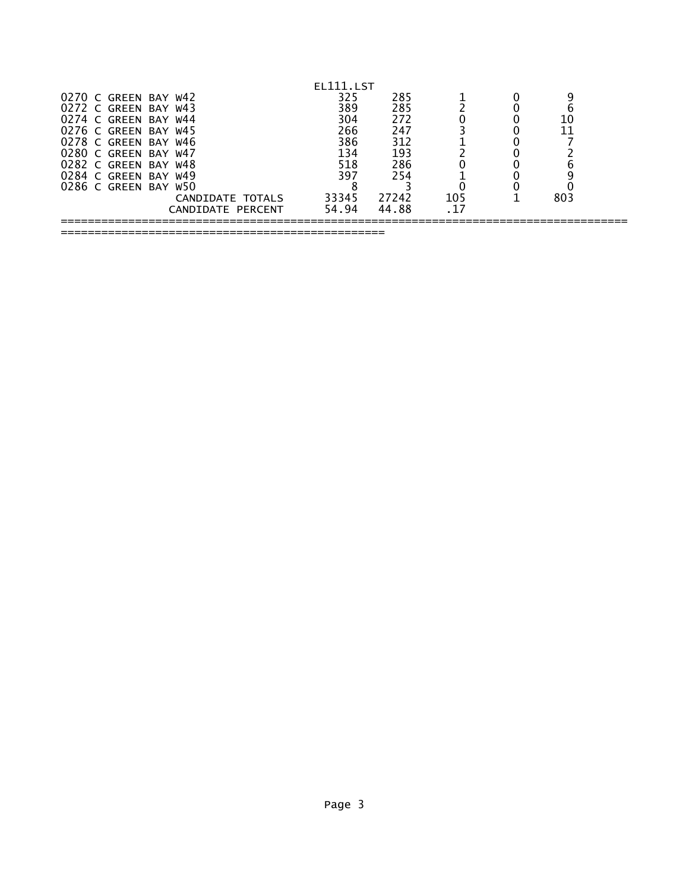EL111.LST

| | | | | | |
|---|---|---|---|---|---|
| 0270 C GREEN BAY W42 | 325 | 285 | 1 | 0 | 9 |
| 0272 C GREEN BAY W43 | 389 | 285 | 2 | 0 | 6 |
| 0274 C GREEN BAY W44 | 304 | 272 | 0 | 0 | 10 |
| 0276 C GREEN BAY W45 | 266 | 247 | 3 | 0 | 11 |
| 0278 C GREEN BAY W46 | 386 | 312 | 1 | 0 | 7 |
| 0280 C GREEN BAY W47 | 134 | 193 | 2 | 0 | 2 |
| 0282 C GREEN BAY W48 | 518 | 286 | 0 | 0 | 6 |
| 0284 C GREEN BAY W49 | 397 | 254 | 1 | 0 | 9 |
| 0286 C GREEN BAY W50 | 8 | 3 | 0 | 0 | 0 |
| CANDIDATE TOTALS | 33345 | 27242 | 105 | 1 | 803 |
| CANDIDATE PERCENT | 54.94 | 44.88 | .17 | | |

===============================================================================
==============================================